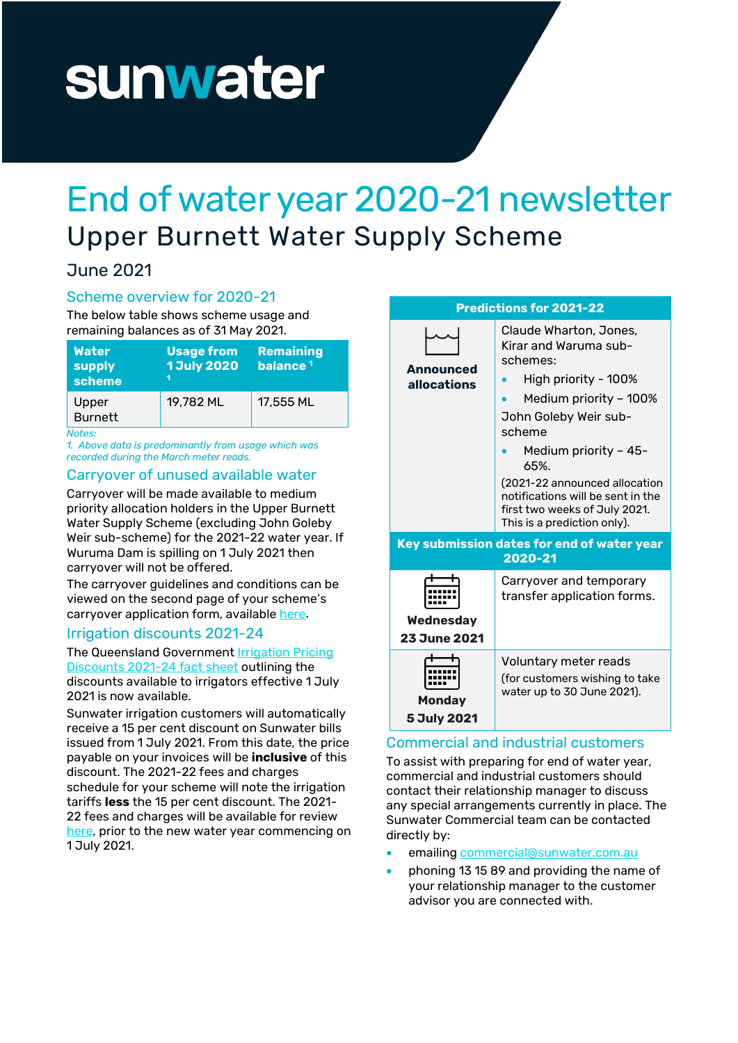sunwater

# End of water year 2020-21 newsletter

## Upper Burnett Water Supply Scheme

June 2021

### Scheme overview for 2020-21

The below table shows scheme usage and remaining balances as of 31 May 2021.

| Water supply scheme | Usage from 1 July 2020 [1] | Remaining balance [1] |
|---|---|---|
| Upper Burnett | 19,782 ML | 17,555 ML |

*Notes:*
*1. Above data is predominantly from usage which was recorded during the March meter reads.*

### Carryover of unused available water

Carryover will be made available to medium priority allocation holders in the Upper Burnett Water Supply Scheme (excluding John Goleby Weir sub-scheme) for the 2021-22 water year. If Wuruma Dam is spilling on 1 July 2021 then carryover will not be offered.

The carryover guidelines and conditions can be viewed on the second page of your scheme's carryover application form, available here.

### Irrigation discounts 2021-24

The Queensland Government Irrigation Pricing Discounts 2021-24 fact sheet outlining the discounts available to irrigators effective 1 July 2021 is now available.

Sunwater irrigation customers will automatically receive a 15 per cent discount on Sunwater bills issued from 1 July 2021. From this date, the price payable on your invoices will be **inclusive** of this discount. The 2021-22 fees and charges schedule for your scheme will note the irrigation tariffs **less** the 15 per cent discount. The 2021-22 fees and charges will be available for review here, prior to the new water year commencing on 1 July 2021.

| Predictions for 2021-22 | |
|---|---|
| **Announced allocations** | Claude Wharton, Jones, Kirar and Waruma sub-schemes:<br>• High priority - 100%<br>• Medium priority – 100%<br>John Goleby Weir sub-scheme<br>• Medium priority – 45-65%.<br>(2021-22 announced allocation notifications will be sent in the first two weeks of July 2021. This is a prediction only). |
| **Key submission dates for end of water year 2020-21** | |
| **Wednesday 23 June 2021** | Carryover and temporary transfer application forms. |
| **Monday 5 July 2021** | Voluntary meter reads<br>(for customers wishing to take water up to 30 June 2021). |

### Commercial and industrial customers

To assist with preparing for end of water year, commercial and industrial customers should contact their relationship manager to discuss any special arrangements currently in place. The Sunwater Commercial team can be contacted directly by:

- emailing commercial@sunwater.com.au
- phoning 13 15 89 and providing the name of your relationship manager to the customer advisor you are connected with.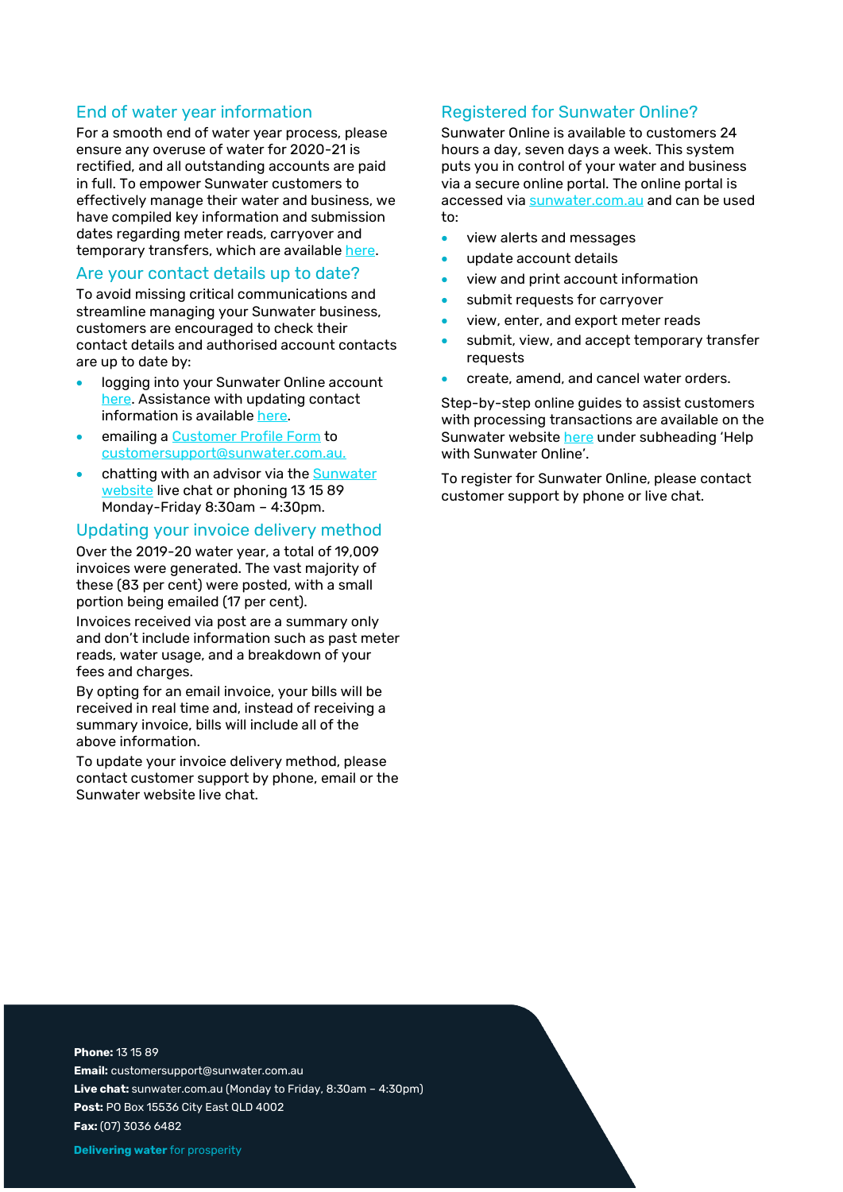## End of water year information

For a smooth end of water year process, please ensure any overuse of water for 2020-21 is rectified, and all outstanding accounts are paid in full. To empower Sunwater customers to effectively manage their water and business, we have compiled key information and submission dates regarding meter reads, carryover and temporary transfers, which are available here.

## Are your contact details up to date?

To avoid missing critical communications and streamline managing your Sunwater business, customers are encouraged to check their contact details and authorised account contacts are up to date by:

- logging into your Sunwater Online account here. Assistance with updating contact information is available here.
- emailing a Customer Profile Form to customersupport@sunwater.com.au.
- chatting with an advisor via the Sunwater website live chat or phoning 13 15 89 Monday-Friday 8:30am – 4:30pm.

## Updating your invoice delivery method

Over the 2019-20 water year, a total of 19,009 invoices were generated. The vast majority of these (83 per cent) were posted, with a small portion being emailed (17 per cent).

Invoices received via post are a summary only and don't include information such as past meter reads, water usage, and a breakdown of your fees and charges.

By opting for an email invoice, your bills will be received in real time and, instead of receiving a summary invoice, bills will include all of the above information.

To update your invoice delivery method, please contact customer support by phone, email or the Sunwater website live chat.

## Registered for Sunwater Online?

Sunwater Online is available to customers 24 hours a day, seven days a week. This system puts you in control of your water and business via a secure online portal. The online portal is accessed via sunwater.com.au and can be used to:

- view alerts and messages
- update account details
- view and print account information
- submit requests for carryover
- view, enter, and export meter reads
- submit, view, and accept temporary transfer requests
- create, amend, and cancel water orders.

Step-by-step online guides to assist customers with processing transactions are available on the Sunwater website here under subheading 'Help with Sunwater Online'.

To register for Sunwater Online, please contact customer support by phone or live chat.

**Phone:** 13 15 89
**Email:** customersupport@sunwater.com.au
**Live chat:** sunwater.com.au (Monday to Friday, 8:30am – 4:30pm)
**Post:** PO Box 15536 City East QLD 4002
**Fax:** (07) 3036 6482

**Delivering water** for prosperity